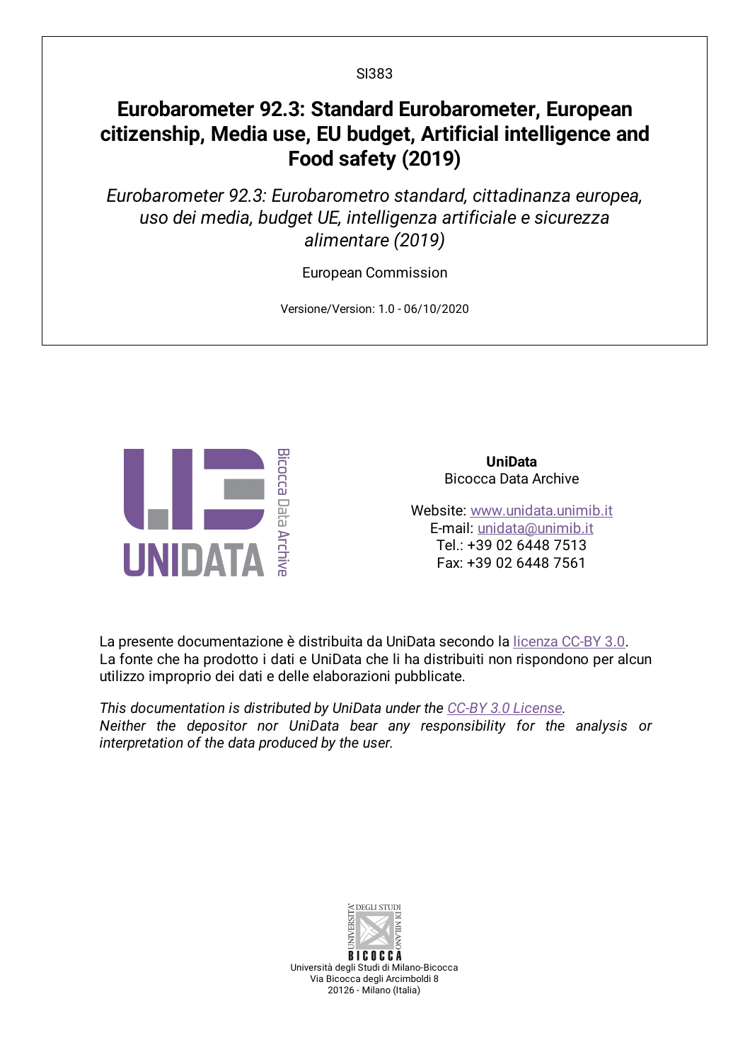SI383

# Eurobarometer 92.3: Standard Eurobarometer, European citizenship, Media use, EU budget, Artificial intelligence and Food safety (2019)

*Eurobarometer 92.3: Eurobarometro standard, cittadinanza europea, uso dei media, budget UE, intelligenza artificiale e sicurezza alimentare (2019)*

European Commission

Versione/Version: 1.0 - 06/10/2020

UNIDATA Bicocca Data Archive

**UniData**
Bicocca Data Archive

Website: [www.unidata.unimib.it](http://www.unidata.unimib.it)
E-mail: [unidata@unimib.it](mailto:unidata@unimib.it)
Tel.: +39 02 6448 7513
Fax: +39 02 6448 7561

La presente documentazione è distribuita da UniData secondo la [licenza CC-BY 3.0](#).
La fonte che ha prodotto i dati e UniData che li ha distribuiti non rispondono per alcun utilizzo improprio dei dati e delle elaborazioni pubblicate.

*This documentation is distributed by UniData under the [CC-BY 3.0 License](#).*
*Neither the depositor nor UniData bear any responsibility for the analysis or interpretation of the data produced by the user.*

UNIVERSITÀ DEGLI STUDI DI MILANO BICOCCA
Università degli Studi di Milano-Bicocca
Via Bicocca degli Arcimboldi 8
20126 - Milano (Italia)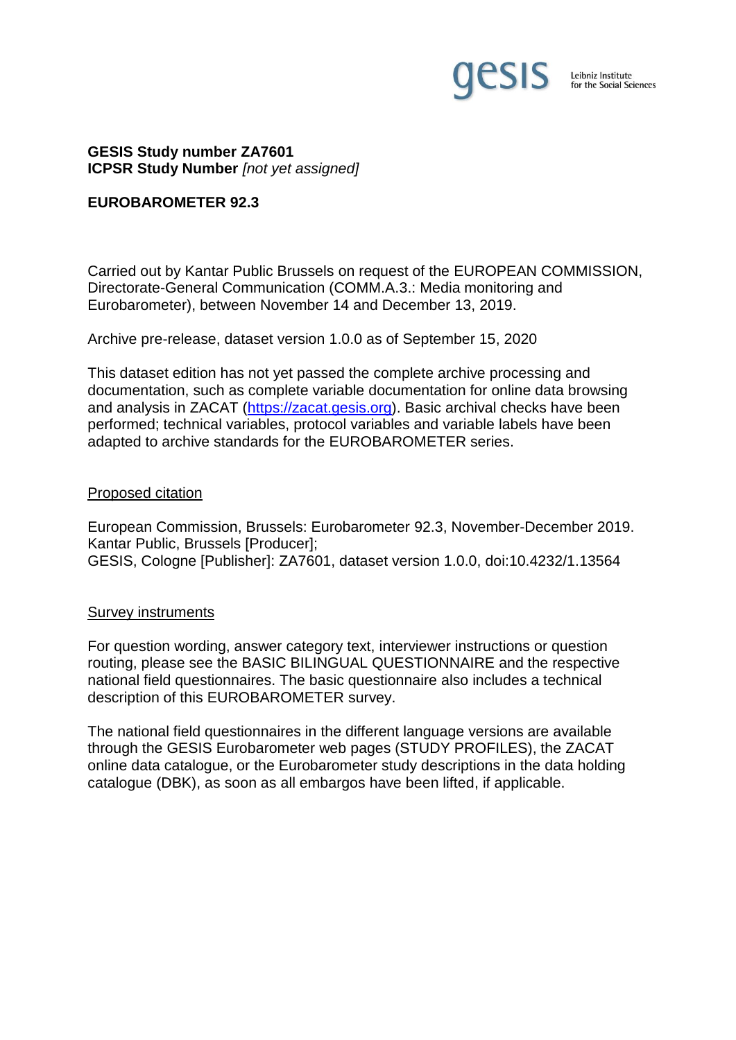**GESIS Study number ZA7601**
**ICPSR Study Number** *[not yet assigned]*

**EUROBAROMETER 92.3**

Carried out by Kantar Public Brussels on request of the EUROPEAN COMMISSION, Directorate-General Communication (COMM.A.3.: Media monitoring and Eurobarometer), between November 14 and December 13, 2019.

Archive pre-release, dataset version 1.0.0 as of September 15, 2020

This dataset edition has not yet passed the complete archive processing and documentation, such as complete variable documentation for online data browsing and analysis in ZACAT (https://zacat.gesis.org). Basic archival checks have been performed; technical variables, protocol variables and variable labels have been adapted to archive standards for the EUROBAROMETER series.

## Proposed citation

European Commission, Brussels: Eurobarometer 92.3, November-December 2019. Kantar Public, Brussels [Producer];
GESIS, Cologne [Publisher]: ZA7601, dataset version 1.0.0, doi:10.4232/1.13564

## Survey instruments

For question wording, answer category text, interviewer instructions or question routing, please see the BASIC BILINGUAL QUESTIONNAIRE and the respective national field questionnaires. The basic questionnaire also includes a technical description of this EUROBAROMETER survey.

The national field questionnaires in the different language versions are available through the GESIS Eurobarometer web pages (STUDY PROFILES), the ZACAT online data catalogue, or the Eurobarometer study descriptions in the data holding catalogue (DBK), as soon as all embargos have been lifted, if applicable.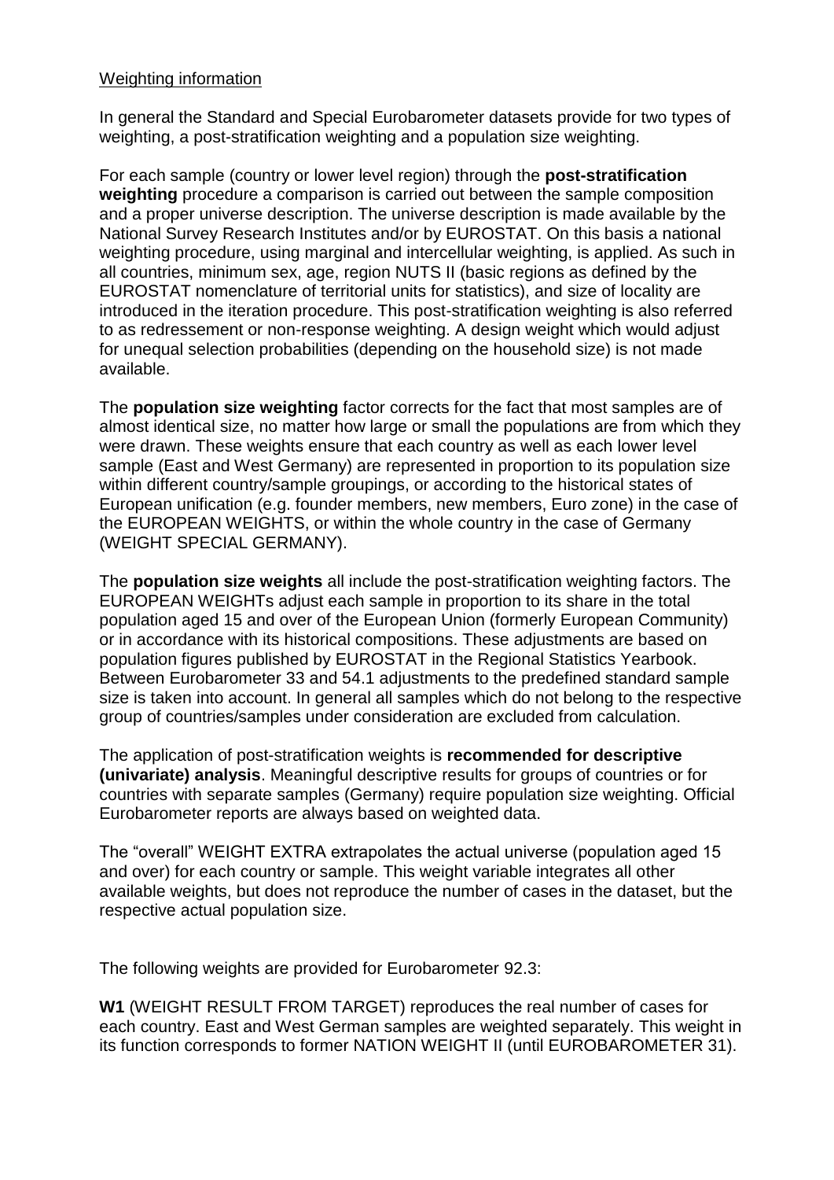Weighting information

In general the Standard and Special Eurobarometer datasets provide for two types of weighting, a post-stratification weighting and a population size weighting.

For each sample (country or lower level region) through the **post-stratification weighting** procedure a comparison is carried out between the sample composition and a proper universe description. The universe description is made available by the National Survey Research Institutes and/or by EUROSTAT. On this basis a national weighting procedure, using marginal and intercellular weighting, is applied. As such in all countries, minimum sex, age, region NUTS II (basic regions as defined by the EUROSTAT nomenclature of territorial units for statistics), and size of locality are introduced in the iteration procedure. This post-stratification weighting is also referred to as redressement or non-response weighting. A design weight which would adjust for unequal selection probabilities (depending on the household size) is not made available.

The **population size weighting** factor corrects for the fact that most samples are of almost identical size, no matter how large or small the populations are from which they were drawn. These weights ensure that each country as well as each lower level sample (East and West Germany) are represented in proportion to its population size within different country/sample groupings, or according to the historical states of European unification (e.g. founder members, new members, Euro zone) in the case of the EUROPEAN WEIGHTS, or within the whole country in the case of Germany (WEIGHT SPECIAL GERMANY).

The **population size weights** all include the post-stratification weighting factors. The EUROPEAN WEIGHTs adjust each sample in proportion to its share in the total population aged 15 and over of the European Union (formerly European Community) or in accordance with its historical compositions. These adjustments are based on population figures published by EUROSTAT in the Regional Statistics Yearbook. Between Eurobarometer 33 and 54.1 adjustments to the predefined standard sample size is taken into account. In general all samples which do not belong to the respective group of countries/samples under consideration are excluded from calculation.

The application of post-stratification weights is **recommended for descriptive (univariate) analysis**. Meaningful descriptive results for groups of countries or for countries with separate samples (Germany) require population size weighting. Official Eurobarometer reports are always based on weighted data.

The "overall" WEIGHT EXTRA extrapolates the actual universe (population aged 15 and over) for each country or sample. This weight variable integrates all other available weights, but does not reproduce the number of cases in the dataset, but the respective actual population size.

The following weights are provided for Eurobarometer 92.3:

**W1** (WEIGHT RESULT FROM TARGET) reproduces the real number of cases for each country. East and West German samples are weighted separately. This weight in its function corresponds to former NATION WEIGHT II (until EUROBAROMETER 31).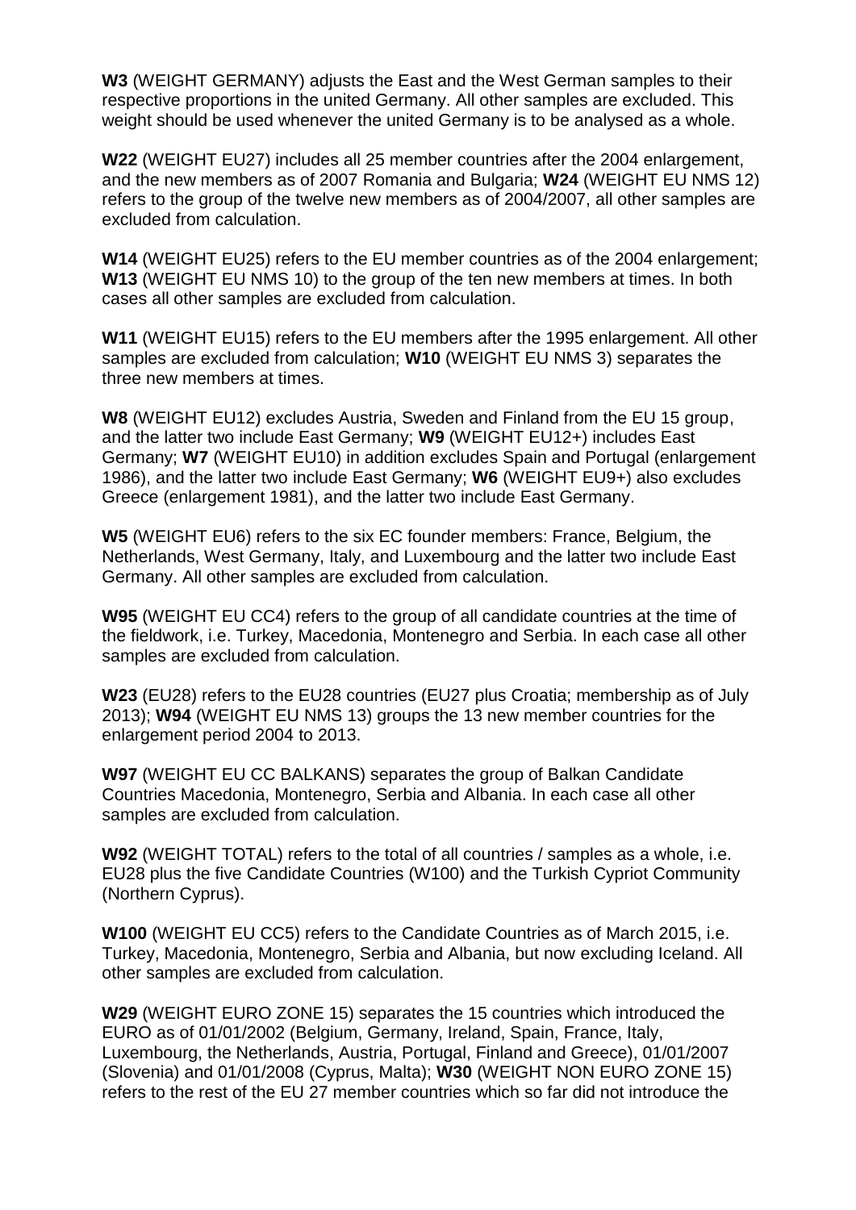**W3** (WEIGHT GERMANY) adjusts the East and the West German samples to their respective proportions in the united Germany. All other samples are excluded. This weight should be used whenever the united Germany is to be analysed as a whole.

**W22** (WEIGHT EU27) includes all 25 member countries after the 2004 enlargement, and the new members as of 2007 Romania and Bulgaria; **W24** (WEIGHT EU NMS 12) refers to the group of the twelve new members as of 2004/2007, all other samples are excluded from calculation.

**W14** (WEIGHT EU25) refers to the EU member countries as of the 2004 enlargement; **W13** (WEIGHT EU NMS 10) to the group of the ten new members at times. In both cases all other samples are excluded from calculation.

**W11** (WEIGHT EU15) refers to the EU members after the 1995 enlargement. All other samples are excluded from calculation; **W10** (WEIGHT EU NMS 3) separates the three new members at times.

**W8** (WEIGHT EU12) excludes Austria, Sweden and Finland from the EU 15 group, and the latter two include East Germany; **W9** (WEIGHT EU12+) includes East Germany; **W7** (WEIGHT EU10) in addition excludes Spain and Portugal (enlargement 1986), and the latter two include East Germany; **W6** (WEIGHT EU9+) also excludes Greece (enlargement 1981), and the latter two include East Germany.

**W5** (WEIGHT EU6) refers to the six EC founder members: France, Belgium, the Netherlands, West Germany, Italy, and Luxembourg and the latter two include East Germany. All other samples are excluded from calculation.

**W95** (WEIGHT EU CC4) refers to the group of all candidate countries at the time of the fieldwork, i.e. Turkey, Macedonia, Montenegro and Serbia. In each case all other samples are excluded from calculation.

**W23** (EU28) refers to the EU28 countries (EU27 plus Croatia; membership as of July 2013); **W94** (WEIGHT EU NMS 13) groups the 13 new member countries for the enlargement period 2004 to 2013.

**W97** (WEIGHT EU CC BALKANS) separates the group of Balkan Candidate Countries Macedonia, Montenegro, Serbia and Albania. In each case all other samples are excluded from calculation.

**W92** (WEIGHT TOTAL) refers to the total of all countries / samples as a whole, i.e. EU28 plus the five Candidate Countries (W100) and the Turkish Cypriot Community (Northern Cyprus).

**W100** (WEIGHT EU CC5) refers to the Candidate Countries as of March 2015, i.e. Turkey, Macedonia, Montenegro, Serbia and Albania, but now excluding Iceland. All other samples are excluded from calculation.

**W29** (WEIGHT EURO ZONE 15) separates the 15 countries which introduced the EURO as of 01/01/2002 (Belgium, Germany, Ireland, Spain, France, Italy, Luxembourg, the Netherlands, Austria, Portugal, Finland and Greece), 01/01/2007 (Slovenia) and 01/01/2008 (Cyprus, Malta); **W30** (WEIGHT NON EURO ZONE 15) refers to the rest of the EU 27 member countries which so far did not introduce the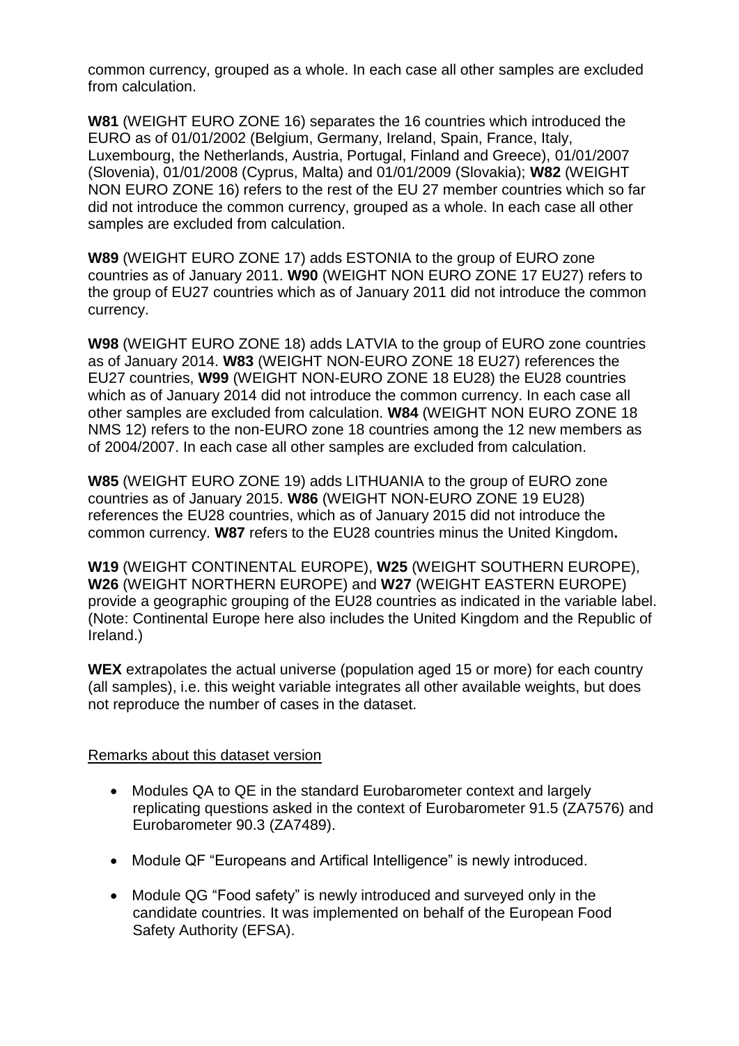common currency, grouped as a whole. In each case all other samples are excluded from calculation.

**W81** (WEIGHT EURO ZONE 16) separates the 16 countries which introduced the EURO as of 01/01/2002 (Belgium, Germany, Ireland, Spain, France, Italy, Luxembourg, the Netherlands, Austria, Portugal, Finland and Greece), 01/01/2007 (Slovenia), 01/01/2008 (Cyprus, Malta) and 01/01/2009 (Slovakia); **W82** (WEIGHT NON EURO ZONE 16) refers to the rest of the EU 27 member countries which so far did not introduce the common currency, grouped as a whole. In each case all other samples are excluded from calculation.

**W89** (WEIGHT EURO ZONE 17) adds ESTONIA to the group of EURO zone countries as of January 2011. **W90** (WEIGHT NON EURO ZONE 17 EU27) refers to the group of EU27 countries which as of January 2011 did not introduce the common currency.

**W98** (WEIGHT EURO ZONE 18) adds LATVIA to the group of EURO zone countries as of January 2014. **W83** (WEIGHT NON-EURO ZONE 18 EU27) references the EU27 countries, **W99** (WEIGHT NON-EURO ZONE 18 EU28) the EU28 countries which as of January 2014 did not introduce the common currency. In each case all other samples are excluded from calculation. **W84** (WEIGHT NON EURO ZONE 18 NMS 12) refers to the non-EURO zone 18 countries among the 12 new members as of 2004/2007. In each case all other samples are excluded from calculation.

**W85** (WEIGHT EURO ZONE 19) adds LITHUANIA to the group of EURO zone countries as of January 2015. **W86** (WEIGHT NON-EURO ZONE 19 EU28) references the EU28 countries, which as of January 2015 did not introduce the common currency. **W87** refers to the EU28 countries minus the United Kingdom**.**

**W19** (WEIGHT CONTINENTAL EUROPE), **W25** (WEIGHT SOUTHERN EUROPE), **W26** (WEIGHT NORTHERN EUROPE) and **W27** (WEIGHT EASTERN EUROPE) provide a geographic grouping of the EU28 countries as indicated in the variable label. (Note: Continental Europe here also includes the United Kingdom and the Republic of Ireland.)

**WEX** extrapolates the actual universe (population aged 15 or more) for each country (all samples), i.e. this weight variable integrates all other available weights, but does not reproduce the number of cases in the dataset.

Remarks about this dataset version

- Modules QA to QE in the standard Eurobarometer context and largely replicating questions asked in the context of Eurobarometer 91.5 (ZA7576) and Eurobarometer 90.3 (ZA7489).
- Module QF "Europeans and Artifical Intelligence" is newly introduced.
- Module QG "Food safety" is newly introduced and surveyed only in the candidate countries. It was implemented on behalf of the European Food Safety Authority (EFSA).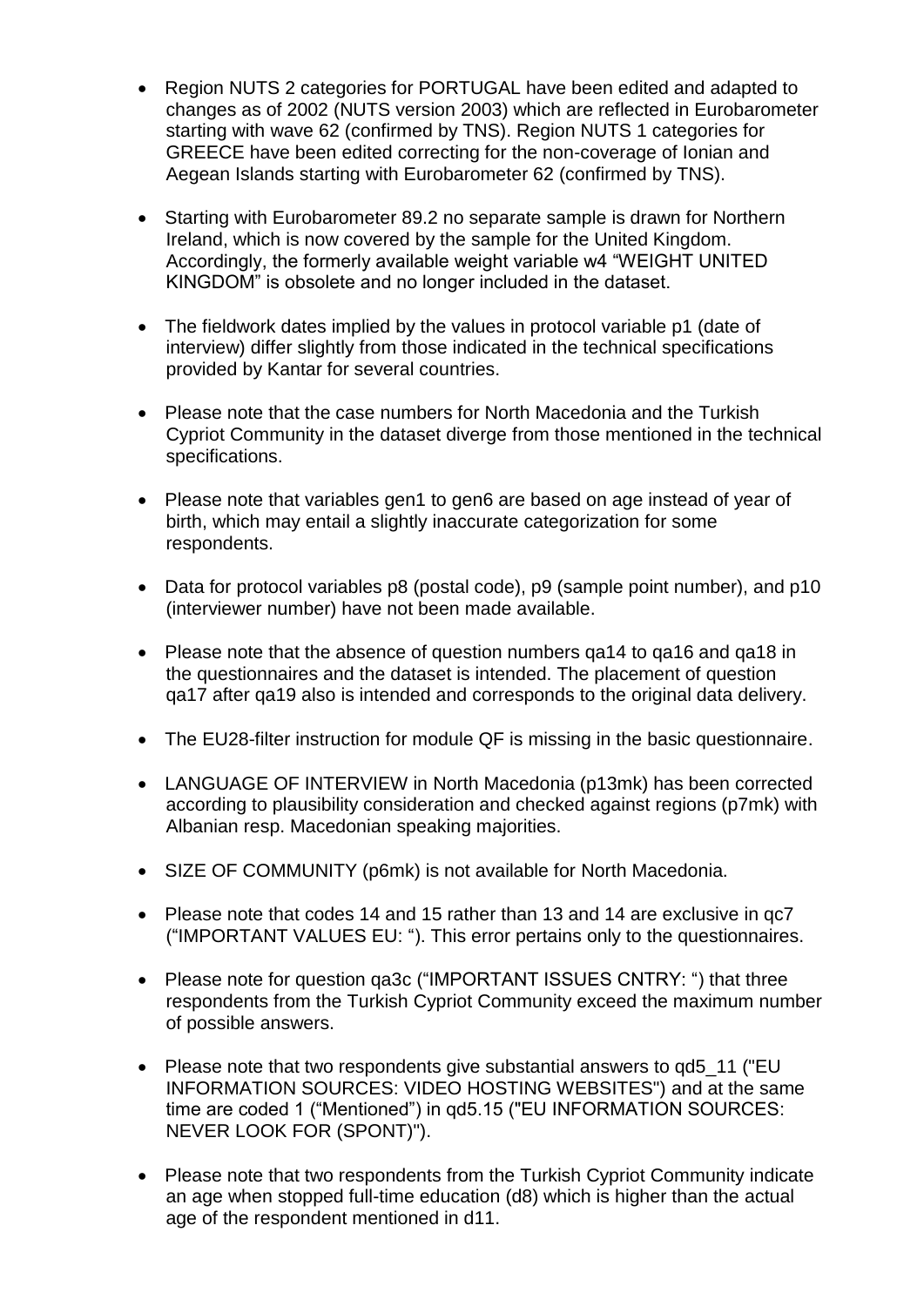- Region NUTS 2 categories for PORTUGAL have been edited and adapted to changes as of 2002 (NUTS version 2003) which are reflected in Eurobarometer starting with wave 62 (confirmed by TNS). Region NUTS 1 categories for GREECE have been edited correcting for the non-coverage of Ionian and Aegean Islands starting with Eurobarometer 62 (confirmed by TNS).

- Starting with Eurobarometer 89.2 no separate sample is drawn for Northern Ireland, which is now covered by the sample for the United Kingdom. Accordingly, the formerly available weight variable w4 "WEIGHT UNITED KINGDOM" is obsolete and no longer included in the dataset.

- The fieldwork dates implied by the values in protocol variable p1 (date of interview) differ slightly from those indicated in the technical specifications provided by Kantar for several countries.

- Please note that the case numbers for North Macedonia and the Turkish Cypriot Community in the dataset diverge from those mentioned in the technical specifications.

- Please note that variables gen1 to gen6 are based on age instead of year of birth, which may entail a slightly inaccurate categorization for some respondents.

- Data for protocol variables p8 (postal code), p9 (sample point number), and p10 (interviewer number) have not been made available.

- Please note that the absence of question numbers qa14 to qa16 and qa18 in the questionnaires and the dataset is intended. The placement of question qa17 after qa19 also is intended and corresponds to the original data delivery.

- The EU28-filter instruction for module QF is missing in the basic questionnaire.

- LANGUAGE OF INTERVIEW in North Macedonia (p13mk) has been corrected according to plausibility consideration and checked against regions (p7mk) with Albanian resp. Macedonian speaking majorities.

- SIZE OF COMMUNITY (p6mk) is not available for North Macedonia.

- Please note that codes 14 and 15 rather than 13 and 14 are exclusive in qc7 ("IMPORTANT VALUES EU: "). This error pertains only to the questionnaires.

- Please note for question qa3c ("IMPORTANT ISSUES CNTRY: ") that three respondents from the Turkish Cypriot Community exceed the maximum number of possible answers.

- Please note that two respondents give substantial answers to qd5_11 ("EU INFORMATION SOURCES: VIDEO HOSTING WEBSITES") and at the same time are coded 1 ("Mentioned") in qd5.15 ("EU INFORMATION SOURCES: NEVER LOOK FOR (SPONT)").

- Please note that two respondents from the Turkish Cypriot Community indicate an age when stopped full-time education (d8) which is higher than the actual age of the respondent mentioned in d11.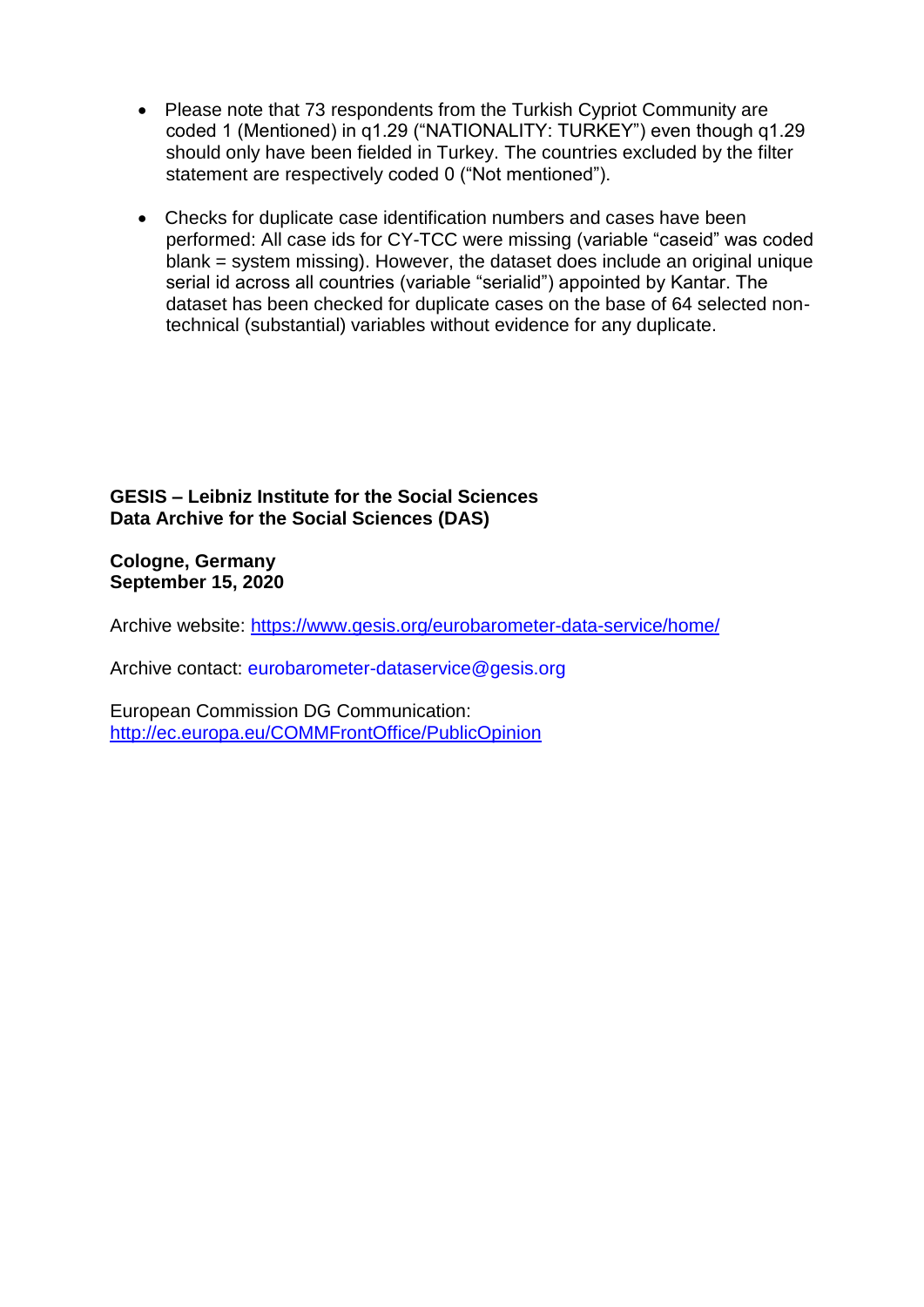- Please note that 73 respondents from the Turkish Cypriot Community are coded 1 (Mentioned) in q1.29 ("NATIONALITY: TURKEY") even though q1.29 should only have been fielded in Turkey. The countries excluded by the filter statement are respectively coded 0 ("Not mentioned").

- Checks for duplicate case identification numbers and cases have been performed: All case ids for CY-TCC were missing (variable "caseid" was coded blank = system missing). However, the dataset does include an original unique serial id across all countries (variable "serialid") appointed by Kantar. The dataset has been checked for duplicate cases on the base of 64 selected non-technical (substantial) variables without evidence for any duplicate.

**GESIS – Leibniz Institute for the Social Sciences**
**Data Archive for the Social Sciences (DAS)**

**Cologne, Germany**
**September 15, 2020**

Archive website: https://www.gesis.org/eurobarometer-data-service/home/

Archive contact: eurobarometer-dataservice@gesis.org

European Commission DG Communication:
http://ec.europa.eu/COMMFrontOffice/PublicOpinion